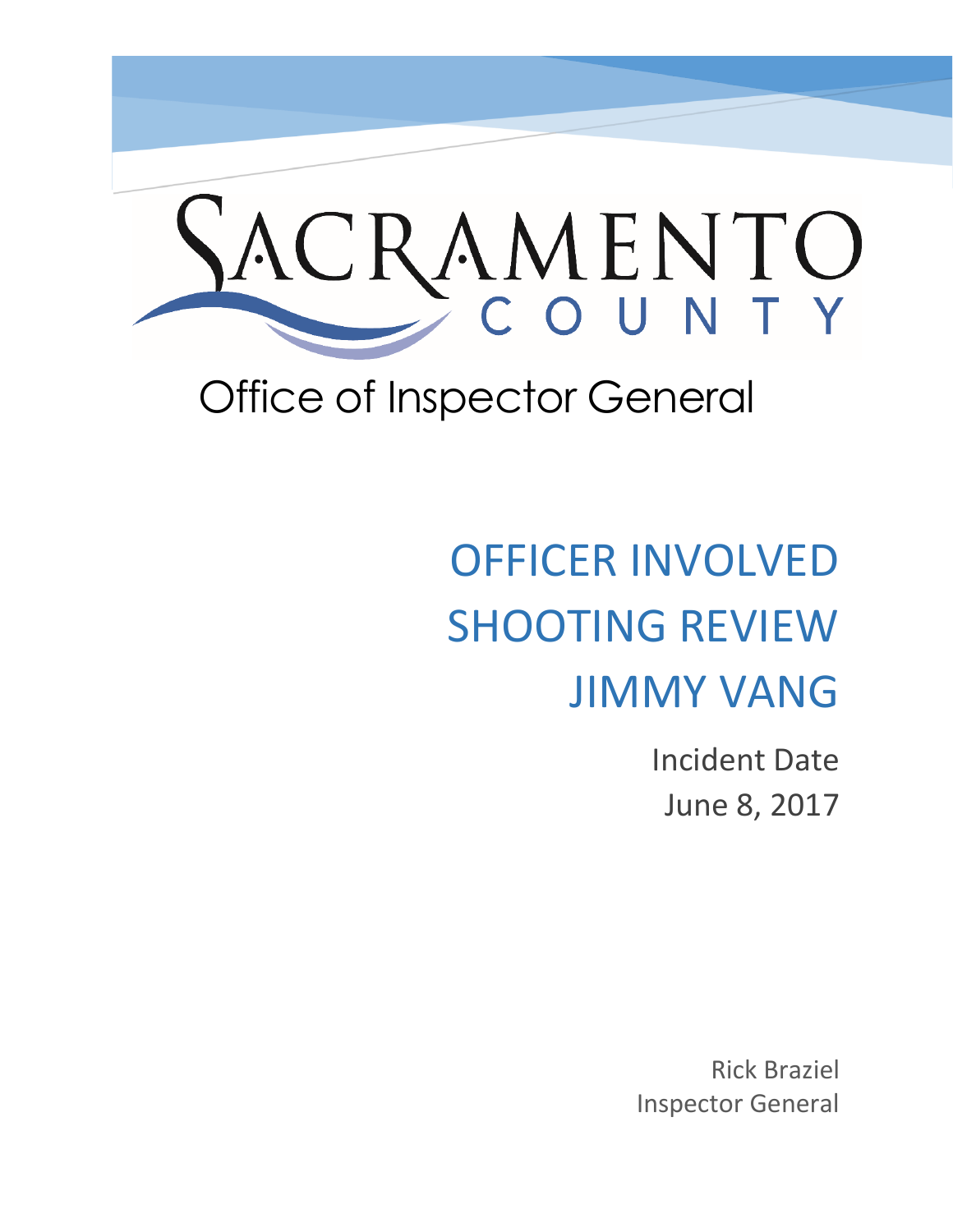SACRAMENTO COUNTY

Office of Inspector General

# OFFICER INVOLVED SHOOTING REVIEW JIMMY VANG

Incident Date
June 8, 2017

Rick Braziel
Inspector General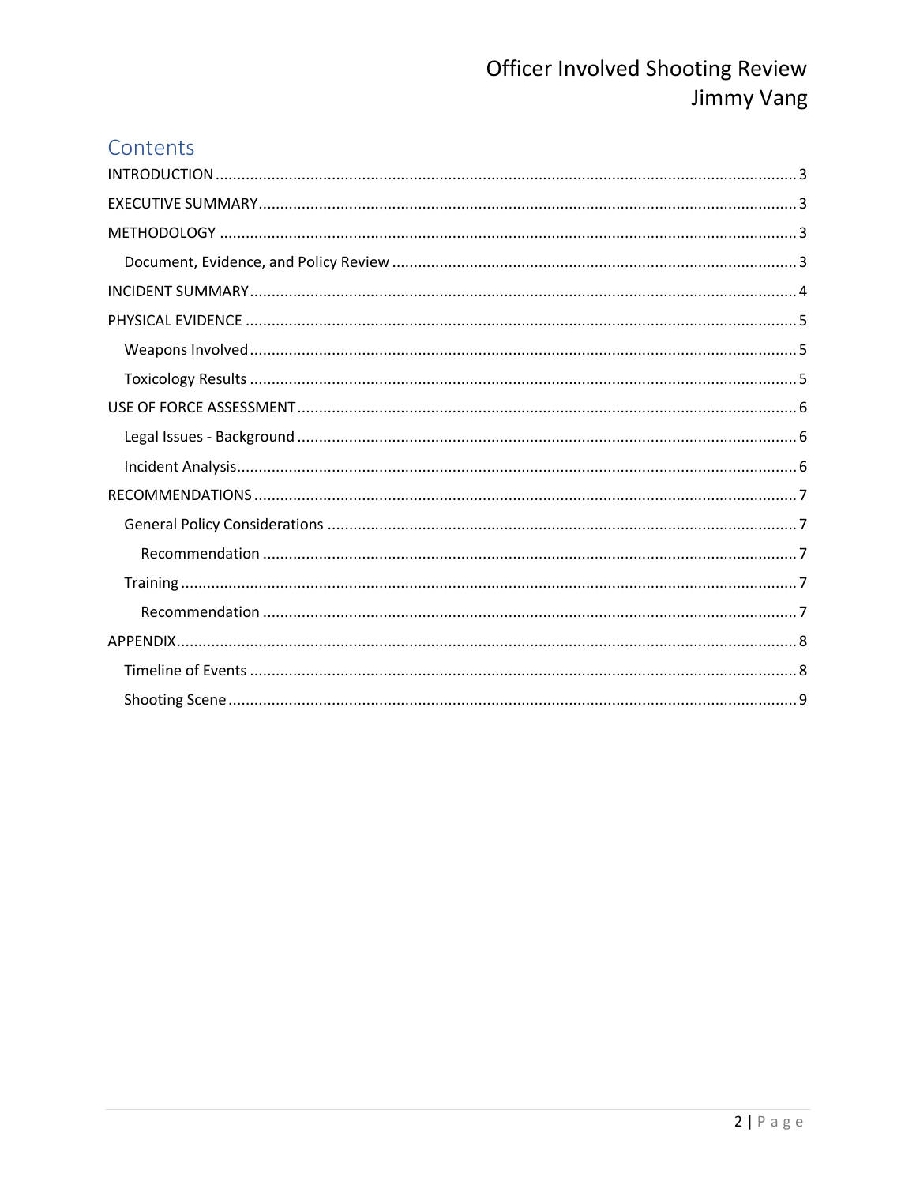## Contents

- INTRODUCTION ..... 3
- EXECUTIVE SUMMARY ..... 3
- METHODOLOGY ..... 3
  - Document, Evidence, and Policy Review ..... 3
- INCIDENT SUMMARY ..... 4
- PHYSICAL EVIDENCE ..... 5
  - Weapons Involved ..... 5
  - Toxicology Results ..... 5
- USE OF FORCE ASSESSMENT ..... 6
  - Legal Issues - Background ..... 6
  - Incident Analysis ..... 6
- RECOMMENDATIONS ..... 7
  - General Policy Considerations ..... 7
    - Recommendation ..... 7
  - Training ..... 7
    - Recommendation ..... 7
- APPENDIX ..... 8
  - Timeline of Events ..... 8
  - Shooting Scene ..... 9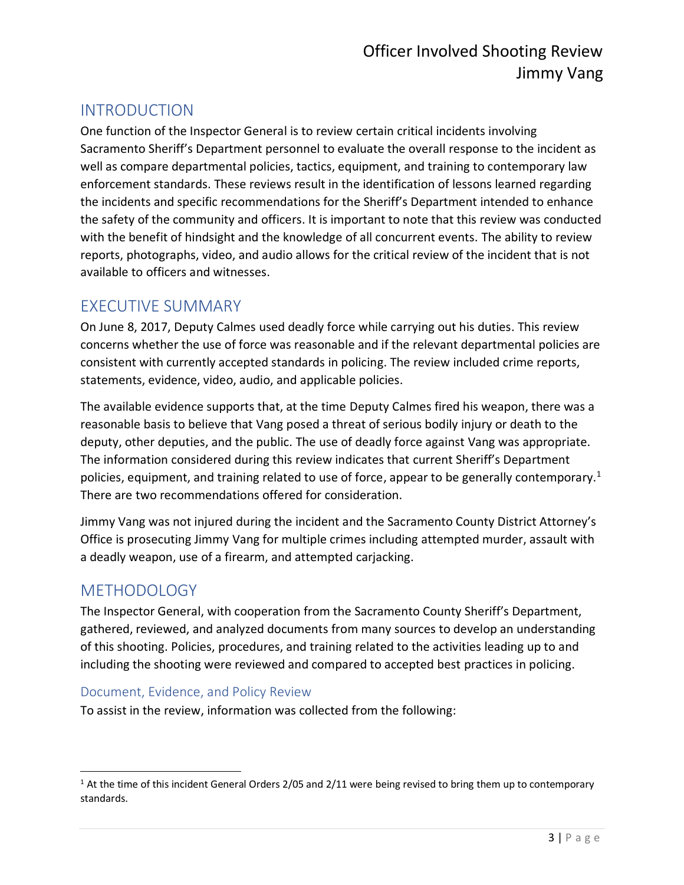## INTRODUCTION

One function of the Inspector General is to review certain critical incidents involving Sacramento Sheriff's Department personnel to evaluate the overall response to the incident as well as compare departmental policies, tactics, equipment, and training to contemporary law enforcement standards. These reviews result in the identification of lessons learned regarding the incidents and specific recommendations for the Sheriff's Department intended to enhance the safety of the community and officers. It is important to note that this review was conducted with the benefit of hindsight and the knowledge of all concurrent events. The ability to review reports, photographs, video, and audio allows for the critical review of the incident that is not available to officers and witnesses.

## EXECUTIVE SUMMARY

On June 8, 2017, Deputy Calmes used deadly force while carrying out his duties. This review concerns whether the use of force was reasonable and if the relevant departmental policies are consistent with currently accepted standards in policing. The review included crime reports, statements, evidence, video, audio, and applicable policies.

The available evidence supports that, at the time Deputy Calmes fired his weapon, there was a reasonable basis to believe that Vang posed a threat of serious bodily injury or death to the deputy, other deputies, and the public. The use of deadly force against Vang was appropriate. The information considered during this review indicates that current Sheriff's Department policies, equipment, and training related to use of force, appear to be generally contemporary.[1] There are two recommendations offered for consideration.

Jimmy Vang was not injured during the incident and the Sacramento County District Attorney's Office is prosecuting Jimmy Vang for multiple crimes including attempted murder, assault with a deadly weapon, use of a firearm, and attempted carjacking.

## METHODOLOGY

The Inspector General, with cooperation from the Sacramento County Sheriff's Department, gathered, reviewed, and analyzed documents from many sources to develop an understanding of this shooting. Policies, procedures, and training related to the activities leading up to and including the shooting were reviewed and compared to accepted best practices in policing.

### Document, Evidence, and Policy Review

To assist in the review, information was collected from the following:

---

[1] At the time of this incident General Orders 2/05 and 2/11 were being revised to bring them up to contemporary standards.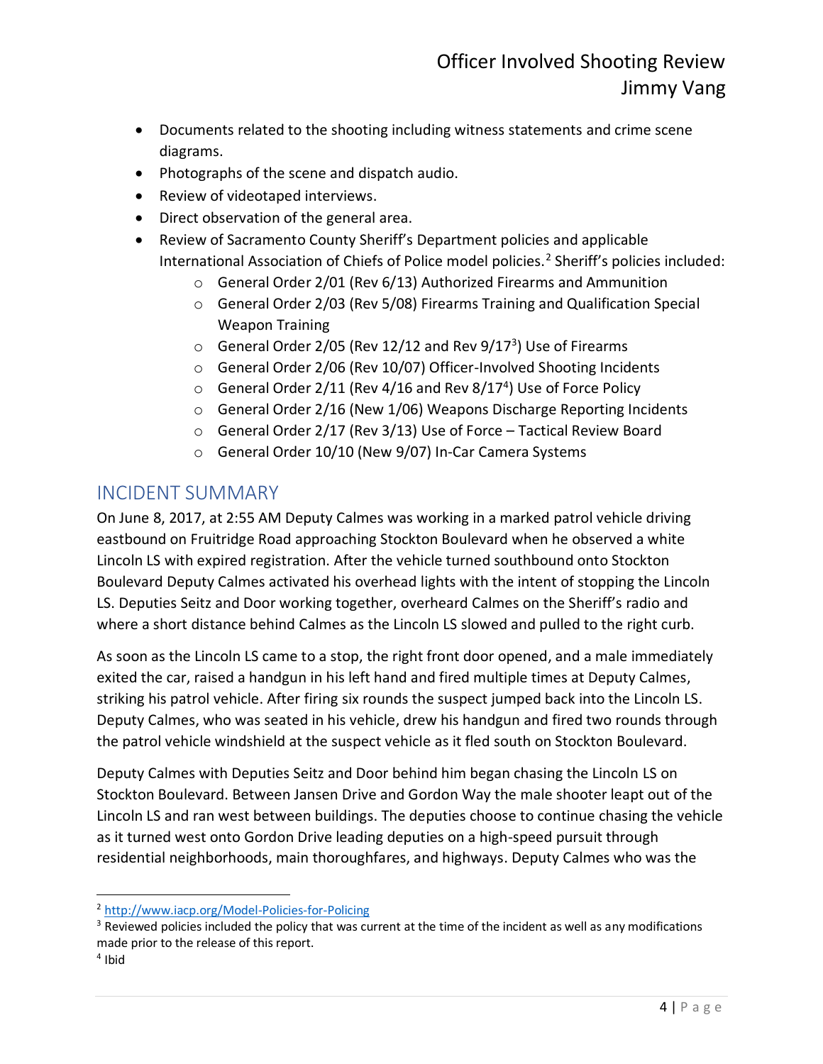- Documents related to the shooting including witness statements and crime scene diagrams.
- Photographs of the scene and dispatch audio.
- Review of videotaped interviews.
- Direct observation of the general area.
- Review of Sacramento County Sheriff's Department policies and applicable International Association of Chiefs of Police model policies.[2] Sheriff's policies included:
    - General Order 2/01 (Rev 6/13) Authorized Firearms and Ammunition
    - General Order 2/03 (Rev 5/08) Firearms Training and Qualification Special Weapon Training
    - General Order 2/05 (Rev 12/12 and Rev 9/17[3]) Use of Firearms
    - General Order 2/06 (Rev 10/07) Officer-Involved Shooting Incidents
    - General Order 2/11 (Rev 4/16 and Rev 8/17[4]) Use of Force Policy
    - General Order 2/16 (New 1/06) Weapons Discharge Reporting Incidents
    - General Order 2/17 (Rev 3/13) Use of Force – Tactical Review Board
    - General Order 10/10 (New 9/07) In-Car Camera Systems

## INCIDENT SUMMARY

On June 8, 2017, at 2:55 AM Deputy Calmes was working in a marked patrol vehicle driving eastbound on Fruitridge Road approaching Stockton Boulevard when he observed a white Lincoln LS with expired registration. After the vehicle turned southbound onto Stockton Boulevard Deputy Calmes activated his overhead lights with the intent of stopping the Lincoln LS. Deputies Seitz and Door working together, overheard Calmes on the Sheriff's radio and where a short distance behind Calmes as the Lincoln LS slowed and pulled to the right curb.

As soon as the Lincoln LS came to a stop, the right front door opened, and a male immediately exited the car, raised a handgun in his left hand and fired multiple times at Deputy Calmes, striking his patrol vehicle. After firing six rounds the suspect jumped back into the Lincoln LS. Deputy Calmes, who was seated in his vehicle, drew his handgun and fired two rounds through the patrol vehicle windshield at the suspect vehicle as it fled south on Stockton Boulevard.

Deputy Calmes with Deputies Seitz and Door behind him began chasing the Lincoln LS on Stockton Boulevard. Between Jansen Drive and Gordon Way the male shooter leapt out of the Lincoln LS and ran west between buildings. The deputies choose to continue chasing the vehicle as it turned west onto Gordon Drive leading deputies on a high-speed pursuit through residential neighborhoods, main thoroughfares, and highways. Deputy Calmes who was the

---

[2] http://www.iacp.org/Model-Policies-for-Policing

[3] Reviewed policies included the policy that was current at the time of the incident as well as any modifications made prior to the release of this report.

[4] Ibid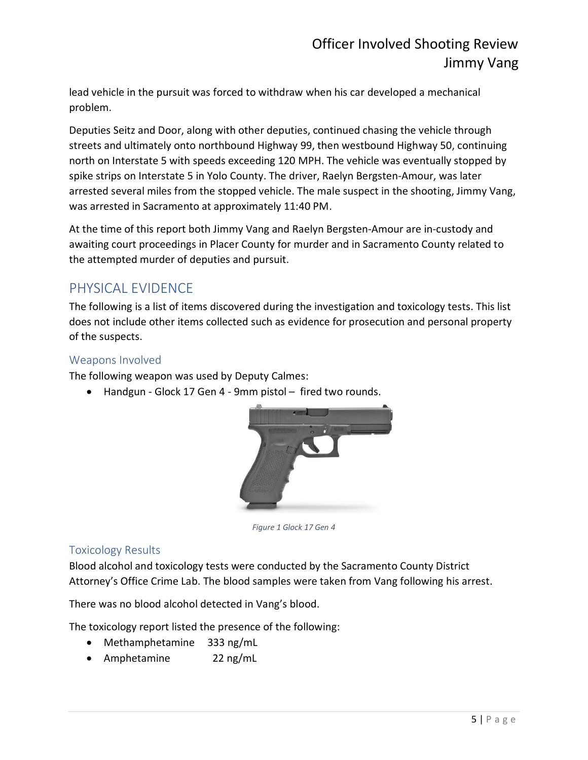lead vehicle in the pursuit was forced to withdraw when his car developed a mechanical problem.

Deputies Seitz and Door, along with other deputies, continued chasing the vehicle through streets and ultimately onto northbound Highway 99, then westbound Highway 50, continuing north on Interstate 5 with speeds exceeding 120 MPH. The vehicle was eventually stopped by spike strips on Interstate 5 in Yolo County. The driver, Raelyn Bergsten-Amour, was later arrested several miles from the stopped vehicle. The male suspect in the shooting, Jimmy Vang, was arrested in Sacramento at approximately 11:40 PM.

At the time of this report both Jimmy Vang and Raelyn Bergsten-Amour are in-custody and awaiting court proceedings in Placer County for murder and in Sacramento County related to the attempted murder of deputies and pursuit.

## PHYSICAL EVIDENCE

The following is a list of items discovered during the investigation and toxicology tests. This list does not include other items collected such as evidence for prosecution and personal property of the suspects.

### Weapons Involved

The following weapon was used by Deputy Calmes:

- Handgun - Glock 17 Gen 4 - 9mm pistol – fired two rounds.

*Figure 1 Glock 17 Gen 4*

### Toxicology Results

Blood alcohol and toxicology tests were conducted by the Sacramento County District Attorney's Office Crime Lab. The blood samples were taken from Vang following his arrest.

There was no blood alcohol detected in Vang's blood.

The toxicology report listed the presence of the following:

- Methamphetamine 333 ng/mL
- Amphetamine 22 ng/mL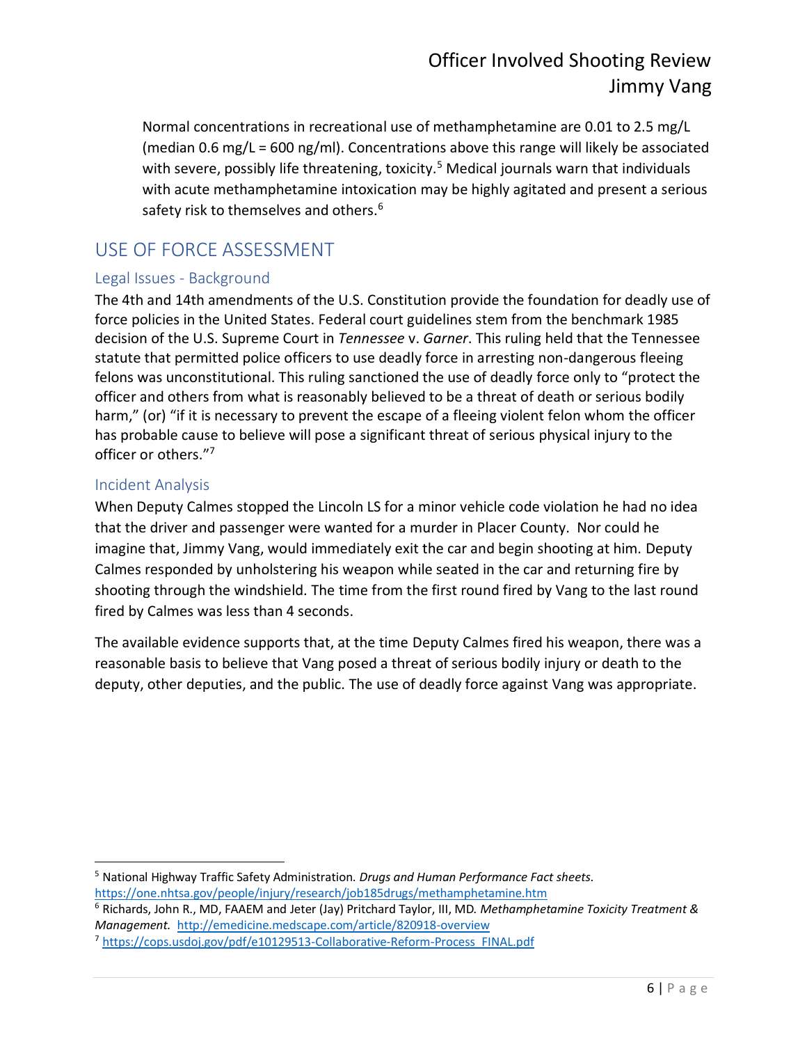Normal concentrations in recreational use of methamphetamine are 0.01 to 2.5 mg/L (median 0.6 mg/L = 600 ng/ml). Concentrations above this range will likely be associated with severe, possibly life threatening, toxicity.[5] Medical journals warn that individuals with acute methamphetamine intoxication may be highly agitated and present a serious safety risk to themselves and others.[6]

## USE OF FORCE ASSESSMENT

### Legal Issues - Background

The 4th and 14th amendments of the U.S. Constitution provide the foundation for deadly use of force policies in the United States. Federal court guidelines stem from the benchmark 1985 decision of the U.S. Supreme Court in *Tennessee* v. *Garner*. This ruling held that the Tennessee statute that permitted police officers to use deadly force in arresting non-dangerous fleeing felons was unconstitutional. This ruling sanctioned the use of deadly force only to "protect the officer and others from what is reasonably believed to be a threat of death or serious bodily harm," (or) "if it is necessary to prevent the escape of a fleeing violent felon whom the officer has probable cause to believe will pose a significant threat of serious physical injury to the officer or others."[7]

### Incident Analysis

When Deputy Calmes stopped the Lincoln LS for a minor vehicle code violation he had no idea that the driver and passenger were wanted for a murder in Placer County. Nor could he imagine that, Jimmy Vang, would immediately exit the car and begin shooting at him. Deputy Calmes responded by unholstering his weapon while seated in the car and returning fire by shooting through the windshield. The time from the first round fired by Vang to the last round fired by Calmes was less than 4 seconds.

The available evidence supports that, at the time Deputy Calmes fired his weapon, there was a reasonable basis to believe that Vang posed a threat of serious bodily injury or death to the deputy, other deputies, and the public. The use of deadly force against Vang was appropriate.

---

[5] National Highway Traffic Safety Administration. *Drugs and Human Performance Fact sheets.* https://one.nhtsa.gov/people/injury/research/job185drugs/methamphetamine.htm

[6] Richards, John R., MD, FAAEM and Jeter (Jay) Pritchard Taylor, III, MD. *Methamphetamine Toxicity Treatment & Management.* http://emedicine.medscape.com/article/820918-overview

[7] https://cops.usdoj.gov/pdf/e10129513-Collaborative-Reform-Process_FINAL.pdf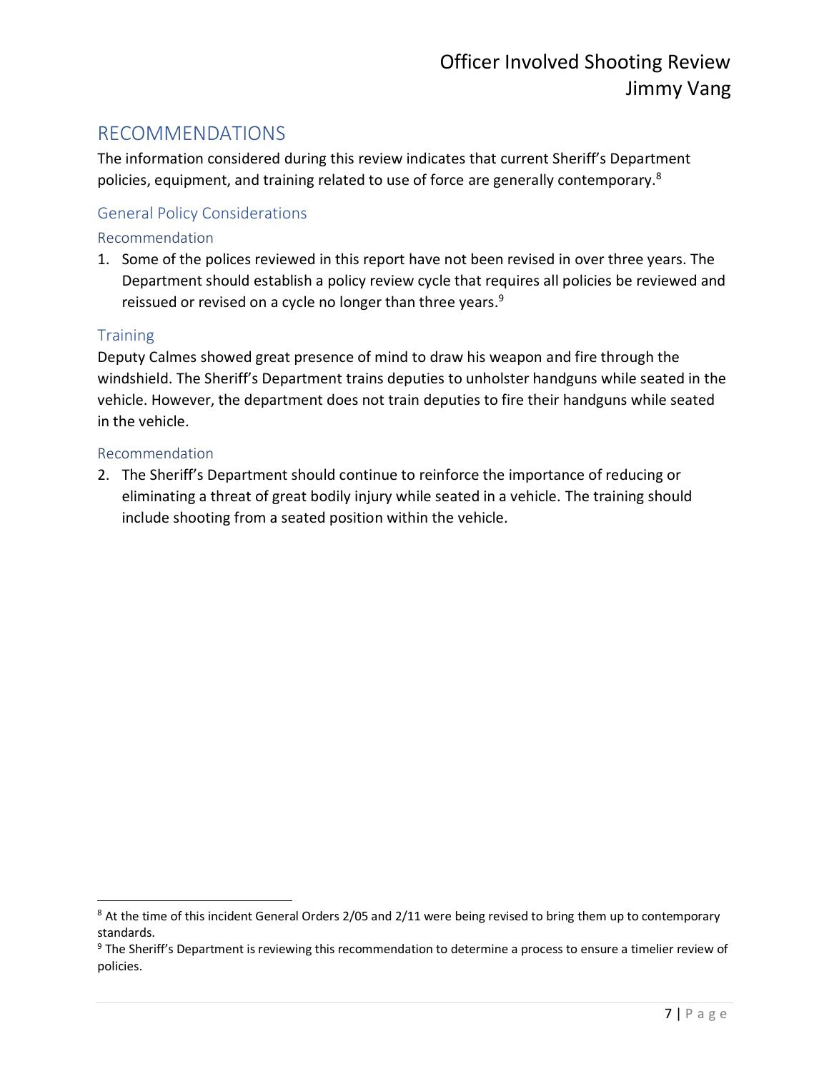## RECOMMENDATIONS

The information considered during this review indicates that current Sheriff's Department policies, equipment, and training related to use of force are generally contemporary.[8]

### General Policy Considerations

#### Recommendation

1. Some of the polices reviewed in this report have not been revised in over three years. The Department should establish a policy review cycle that requires all policies be reviewed and reissued or revised on a cycle no longer than three years.[9]

### Training

Deputy Calmes showed great presence of mind to draw his weapon and fire through the windshield. The Sheriff's Department trains deputies to unholster handguns while seated in the vehicle. However, the department does not train deputies to fire their handguns while seated in the vehicle.

#### Recommendation

2. The Sheriff's Department should continue to reinforce the importance of reducing or eliminating a threat of great bodily injury while seated in a vehicle. The training should include shooting from a seated position within the vehicle.

---

[8] At the time of this incident General Orders 2/05 and 2/11 were being revised to bring them up to contemporary standards.

[9] The Sheriff's Department is reviewing this recommendation to determine a process to ensure a timelier review of policies.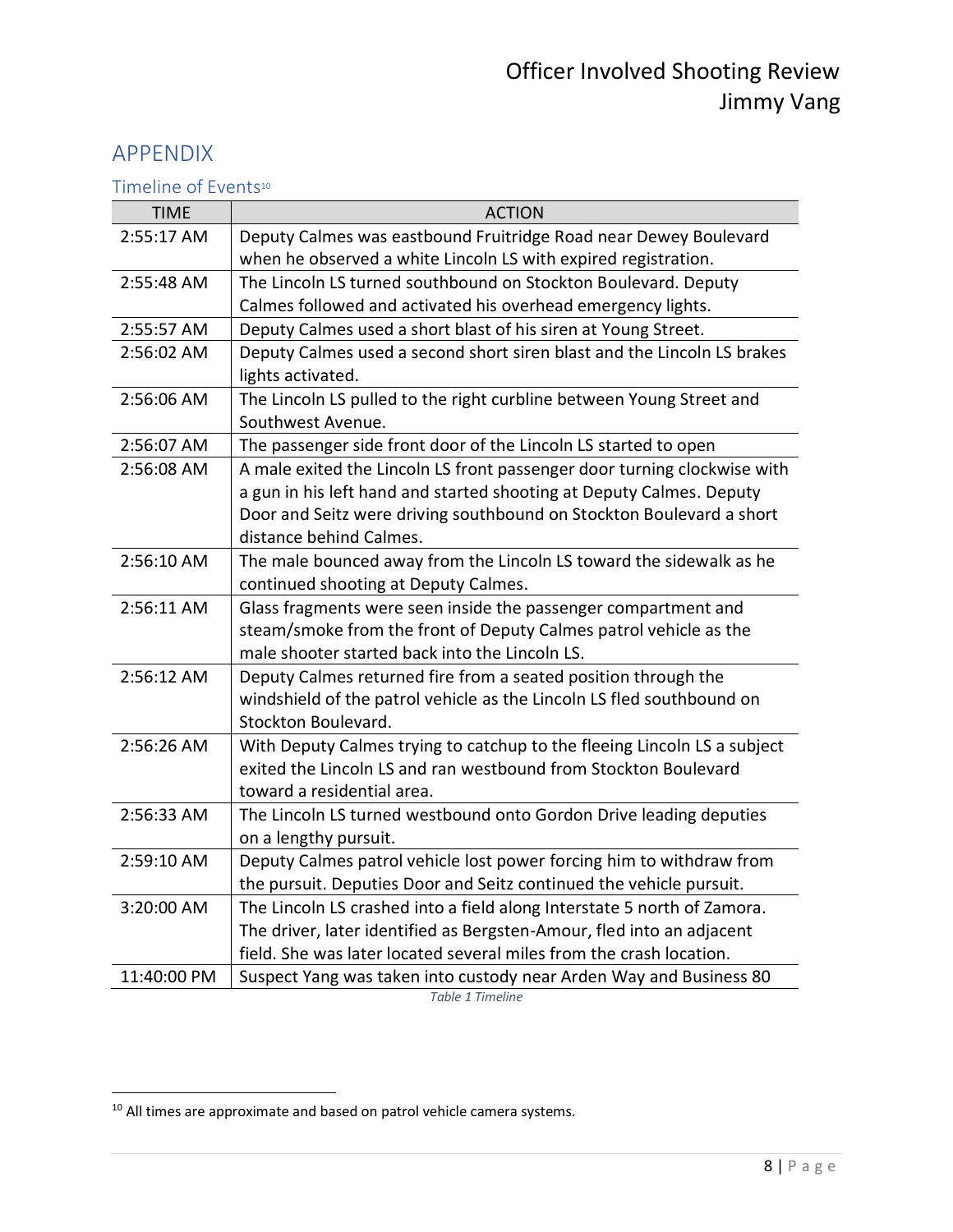## APPENDIX

### Timeline of Events[10]

| TIME | ACTION |
|---|---|
| 2:55:17 AM | Deputy Calmes was eastbound Fruitridge Road near Dewey Boulevard when he observed a white Lincoln LS with expired registration. |
| 2:55:48 AM | The Lincoln LS turned southbound on Stockton Boulevard. Deputy Calmes followed and activated his overhead emergency lights. |
| 2:55:57 AM | Deputy Calmes used a short blast of his siren at Young Street. |
| 2:56:02 AM | Deputy Calmes used a second short siren blast and the Lincoln LS brakes lights activated. |
| 2:56:06 AM | The Lincoln LS pulled to the right curbline between Young Street and Southwest Avenue. |
| 2:56:07 AM | The passenger side front door of the Lincoln LS started to open |
| 2:56:08 AM | A male exited the Lincoln LS front passenger door turning clockwise with a gun in his left hand and started shooting at Deputy Calmes. Deputy Door and Seitz were driving southbound on Stockton Boulevard a short distance behind Calmes. |
| 2:56:10 AM | The male bounced away from the Lincoln LS toward the sidewalk as he continued shooting at Deputy Calmes. |
| 2:56:11 AM | Glass fragments were seen inside the passenger compartment and steam/smoke from the front of Deputy Calmes patrol vehicle as the male shooter started back into the Lincoln LS. |
| 2:56:12 AM | Deputy Calmes returned fire from a seated position through the windshield of the patrol vehicle as the Lincoln LS fled southbound on Stockton Boulevard. |
| 2:56:26 AM | With Deputy Calmes trying to catchup to the fleeing Lincoln LS a subject exited the Lincoln LS and ran westbound from Stockton Boulevard toward a residential area. |
| 2:56:33 AM | The Lincoln LS turned westbound onto Gordon Drive leading deputies on a lengthy pursuit. |
| 2:59:10 AM | Deputy Calmes patrol vehicle lost power forcing him to withdraw from the pursuit. Deputies Door and Seitz continued the vehicle pursuit. |
| 3:20:00 AM | The Lincoln LS crashed into a field along Interstate 5 north of Zamora. The driver, later identified as Bergsten-Amour, fled into an adjacent field. She was later located several miles from the crash location. |
| 11:40:00 PM | Suspect Yang was taken into custody near Arden Way and Business 80 |

*Table 1 Timeline*

[10] All times are approximate and based on patrol vehicle camera systems.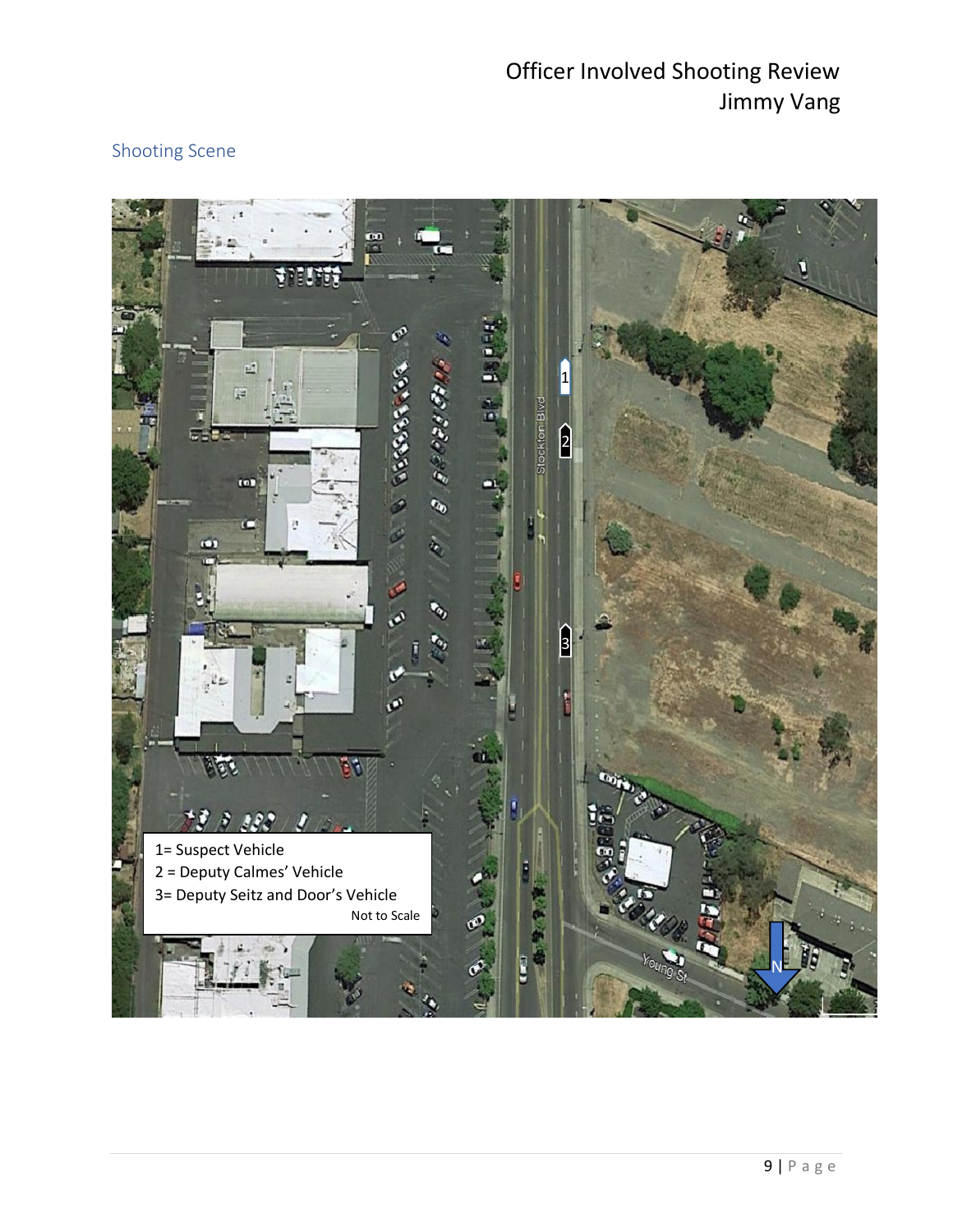## Shooting Scene

1= Suspect Vehicle
2 = Deputy Calmes' Vehicle
3= Deputy Seitz and Door's Vehicle
Not to Scale

Stockton Blvd

Young St

N